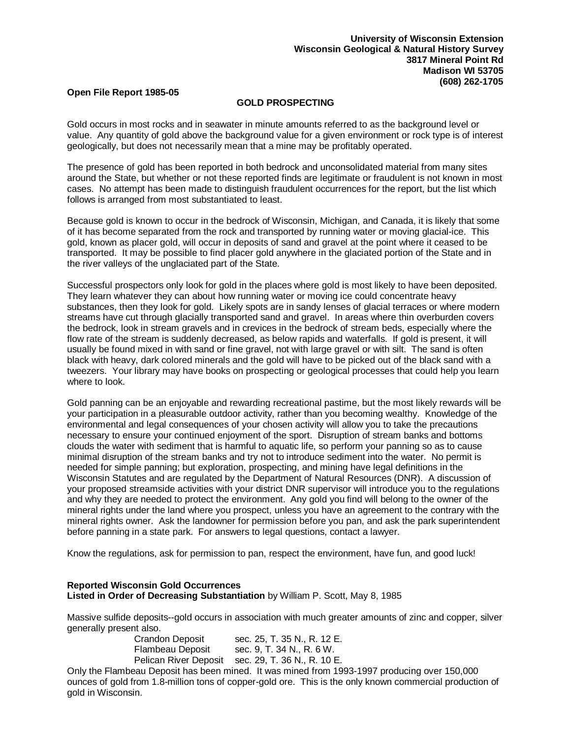**University of Wisconsin Extension**
**Wisconsin Geological & Natural History Survey**
**3817 Mineral Point Rd**
**Madison WI 53705**
**(608) 262-1705**

**Open File Report 1985-05**

## GOLD PROSPECTING

Gold occurs in most rocks and in seawater in minute amounts referred to as the background level or value. Any quantity of gold above the background value for a given environment or rock type is of interest geologically, but does not necessarily mean that a mine may be profitably operated.

The presence of gold has been reported in both bedrock and unconsolidated material from many sites around the State, but whether or not these reported finds are legitimate or fraudulent is not known in most cases. No attempt has been made to distinguish fraudulent occurrences for the report, but the list which follows is arranged from most substantiated to least.

Because gold is known to occur in the bedrock of Wisconsin, Michigan, and Canada, it is likely that some of it has become separated from the rock and transported by running water or moving glacial-ice. This gold, known as placer gold, will occur in deposits of sand and gravel at the point where it ceased to be transported. It may be possible to find placer gold anywhere in the glaciated portion of the State and in the river valleys of the unglaciated part of the State.

Successful prospectors only look for gold in the places where gold is most likely to have been deposited. They learn whatever they can about how running water or moving ice could concentrate heavy substances, then they look for gold. Likely spots are in sandy lenses of glacial terraces or where modern streams have cut through glacially transported sand and gravel. In areas where thin overburden covers the bedrock, look in stream gravels and in crevices in the bedrock of stream beds, especially where the flow rate of the stream is suddenly decreased, as below rapids and waterfalls. If gold is present, it will usually be found mixed in with sand or fine gravel, not with large gravel or with silt. The sand is often black with heavy, dark colored minerals and the gold will have to be picked out of the black sand with a tweezers. Your library may have books on prospecting or geological processes that could help you learn where to look.

Gold panning can be an enjoyable and rewarding recreational pastime, but the most likely rewards will be your participation in a pleasurable outdoor activity, rather than you becoming wealthy. Knowledge of the environmental and legal consequences of your chosen activity will allow you to take the precautions necessary to ensure your continued enjoyment of the sport. Disruption of stream banks and bottoms clouds the water with sediment that is harmful to aquatic life, so perform your panning so as to cause minimal disruption of the stream banks and try not to introduce sediment into the water. No permit is needed for simple panning; but exploration, prospecting, and mining have legal definitions in the Wisconsin Statutes and are regulated by the Department of Natural Resources (DNR). A discussion of your proposed streamside activities with your district DNR supervisor will introduce you to the regulations and why they are needed to protect the environment. Any gold you find will belong to the owner of the mineral rights under the land where you prospect, unless you have an agreement to the contrary with the mineral rights owner. Ask the landowner for permission before you pan, and ask the park superintendent before panning in a state park. For answers to legal questions, contact a lawyer.

Know the regulations, ask for permission to pan, respect the environment, have fun, and good luck!

**Reported Wisconsin Gold Occurrences**
**Listed in Order of Decreasing Substantiation** by William P. Scott, May 8, 1985

Massive sulfide deposits--gold occurs in association with much greater amounts of zinc and copper, silver generally present also.

| | |
|---|---|
| Crandon Deposit | sec. 25, T. 35 N., R. 12 E. |
| Flambeau Deposit | sec. 9, T. 34 N., R. 6 W. |
| Pelican River Deposit | sec. 29, T. 36 N., R. 10 E. |

Only the Flambeau Deposit has been mined. It was mined from 1993-1997 producing over 150,000 ounces of gold from 1.8-million tons of copper-gold ore. This is the only known commercial production of gold in Wisconsin.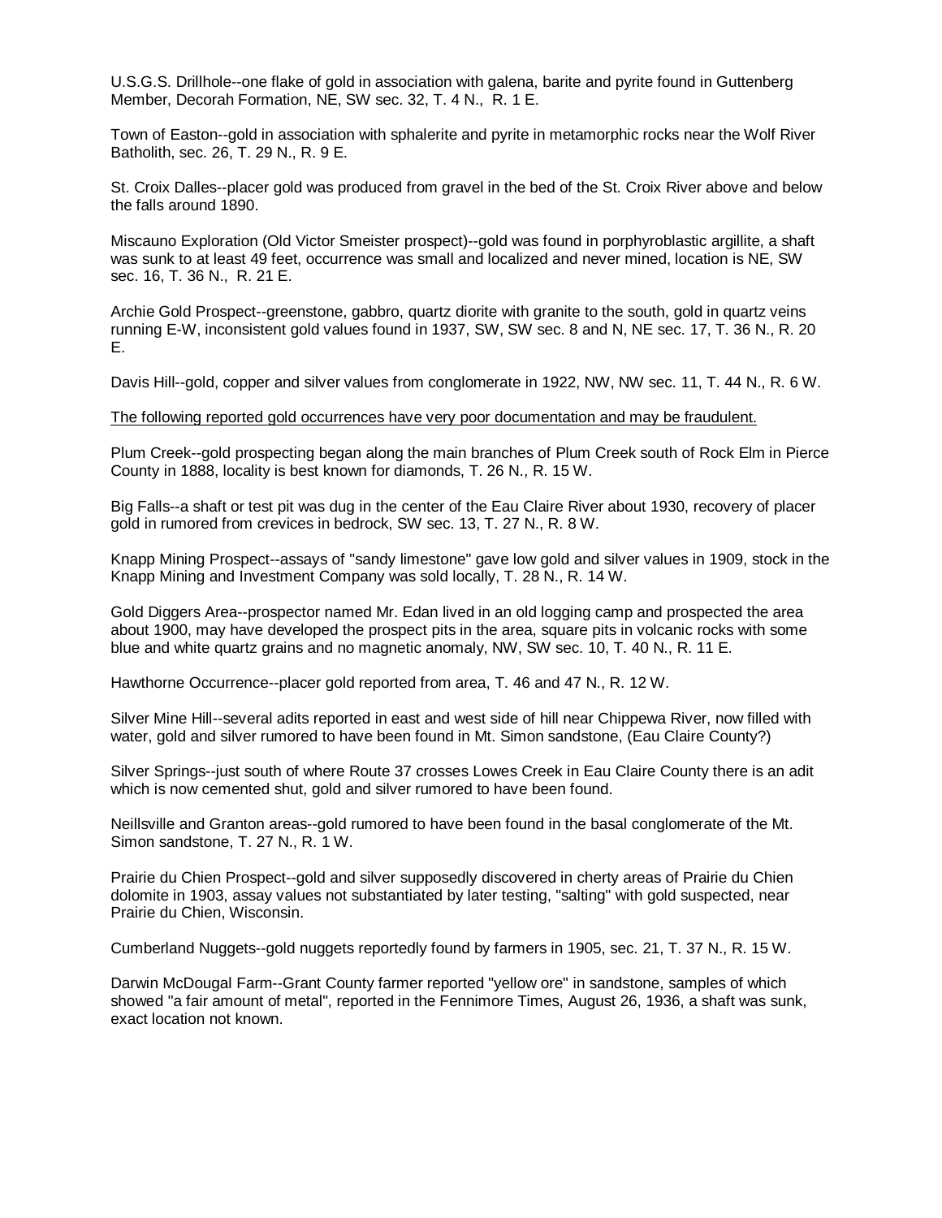U.S.G.S. Drillhole--one flake of gold in association with galena, barite and pyrite found in Guttenberg Member, Decorah Formation, NE, SW sec. 32, T. 4 N., R. 1 E.

Town of Easton--gold in association with sphalerite and pyrite in metamorphic rocks near the Wolf River Batholith, sec. 26, T. 29 N., R. 9 E.

St. Croix Dalles--placer gold was produced from gravel in the bed of the St. Croix River above and below the falls around 1890.

Miscauno Exploration (Old Victor Smeister prospect)--gold was found in porphyroblastic argillite, a shaft was sunk to at least 49 feet, occurrence was small and localized and never mined, location is NE, SW sec. 16, T. 36 N., R. 21 E.

Archie Gold Prospect--greenstone, gabbro, quartz diorite with granite to the south, gold in quartz veins running E-W, inconsistent gold values found in 1937, SW, SW sec. 8 and N, NE sec. 17, T. 36 N., R. 20 E.

Davis Hill--gold, copper and silver values from conglomerate in 1922, NW, NW sec. 11, T. 44 N., R. 6 W.

<u>The following reported gold occurrences have very poor documentation and may be fraudulent.</u>

Plum Creek--gold prospecting began along the main branches of Plum Creek south of Rock Elm in Pierce County in 1888, locality is best known for diamonds, T. 26 N., R. 15 W.

Big Falls--a shaft or test pit was dug in the center of the Eau Claire River about 1930, recovery of placer gold in rumored from crevices in bedrock, SW sec. 13, T. 27 N., R. 8 W.

Knapp Mining Prospect--assays of "sandy limestone" gave low gold and silver values in 1909, stock in the Knapp Mining and Investment Company was sold locally, T. 28 N., R. 14 W.

Gold Diggers Area--prospector named Mr. Edan lived in an old logging camp and prospected the area about 1900, may have developed the prospect pits in the area, square pits in volcanic rocks with some blue and white quartz grains and no magnetic anomaly, NW, SW sec. 10, T. 40 N., R. 11 E.

Hawthorne Occurrence--placer gold reported from area, T. 46 and 47 N., R. 12 W.

Silver Mine Hill--several adits reported in east and west side of hill near Chippewa River, now filled with water, gold and silver rumored to have been found in Mt. Simon sandstone, (Eau Claire County?)

Silver Springs--just south of where Route 37 crosses Lowes Creek in Eau Claire County there is an adit which is now cemented shut, gold and silver rumored to have been found.

Neillsville and Granton areas--gold rumored to have been found in the basal conglomerate of the Mt. Simon sandstone, T. 27 N., R. 1 W.

Prairie du Chien Prospect--gold and silver supposedly discovered in cherty areas of Prairie du Chien dolomite in 1903, assay values not substantiated by later testing, "salting" with gold suspected, near Prairie du Chien, Wisconsin.

Cumberland Nuggets--gold nuggets reportedly found by farmers in 1905, sec. 21, T. 37 N., R. 15 W.

Darwin McDougal Farm--Grant County farmer reported "yellow ore" in sandstone, samples of which showed "a fair amount of metal", reported in the Fennimore Times, August 26, 1936, a shaft was sunk, exact location not known.